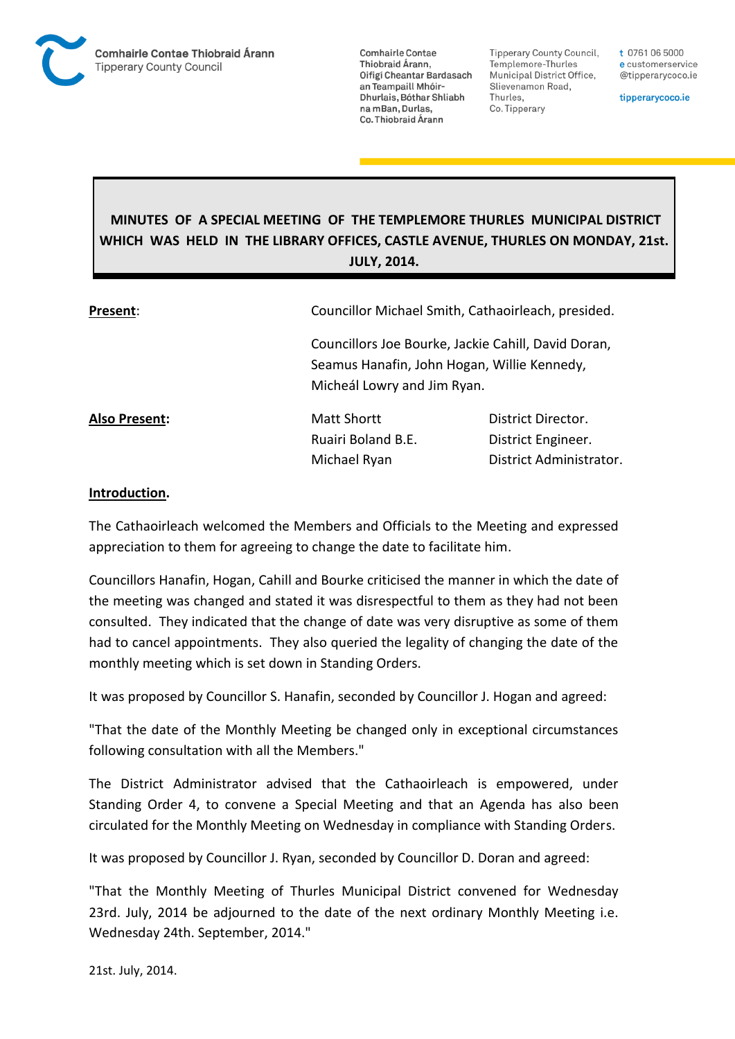Comhairle Contae Thiobraid Árann
Tipperary County Council

Comhairle Contae Thiobraid Árann, Oifigi Cheantar Bardasach an Teampaill Mhóir-Dhurlais, Bóthar Shliabh na mBan, Durlas, Co. Thiobraid Árann

Tipperary County Council, Templemore-Thurles Municipal District Office, Slievenamon Road, Thurles, Co. Tipperary

t 0761 06 5000
e customerservice@tipperarycoco.ie

tipperarycoco.ie

**MINUTES OF A SPECIAL MEETING OF THE TEMPLEMORE THURLES MUNICIPAL DISTRICT WHICH WAS HELD IN THE LIBRARY OFFICES, CASTLE AVENUE, THURLES ON MONDAY, 21st. JULY, 2014.**

**Present**: Councillor Michael Smith, Cathaoirleach, presided.

Councillors Joe Bourke, Jackie Cahill, David Doran, Seamus Hanafin, John Hogan, Willie Kennedy, Micheál Lowry and Jim Ryan.

**Also Present:**

| | |
|---|---|
| Matt Shortt | District Director. |
| Ruairi Boland B.E. | District Engineer. |
| Michael Ryan | District Administrator. |

**Introduction.**

The Cathaoirleach welcomed the Members and Officials to the Meeting and expressed appreciation to them for agreeing to change the date to facilitate him.

Councillors Hanafin, Hogan, Cahill and Bourke criticised the manner in which the date of the meeting was changed and stated it was disrespectful to them as they had not been consulted. They indicated that the change of date was very disruptive as some of them had to cancel appointments. They also queried the legality of changing the date of the monthly meeting which is set down in Standing Orders.

It was proposed by Councillor S. Hanafin, seconded by Councillor J. Hogan and agreed:

"That the date of the Monthly Meeting be changed only in exceptional circumstances following consultation with all the Members."

The District Administrator advised that the Cathaoirleach is empowered, under Standing Order 4, to convene a Special Meeting and that an Agenda has also been circulated for the Monthly Meeting on Wednesday in compliance with Standing Orders.

It was proposed by Councillor J. Ryan, seconded by Councillor D. Doran and agreed:

"That the Monthly Meeting of Thurles Municipal District convened for Wednesday 23rd. July, 2014 be adjourned to the date of the next ordinary Monthly Meeting i.e. Wednesday 24th. September, 2014."

21st. July, 2014.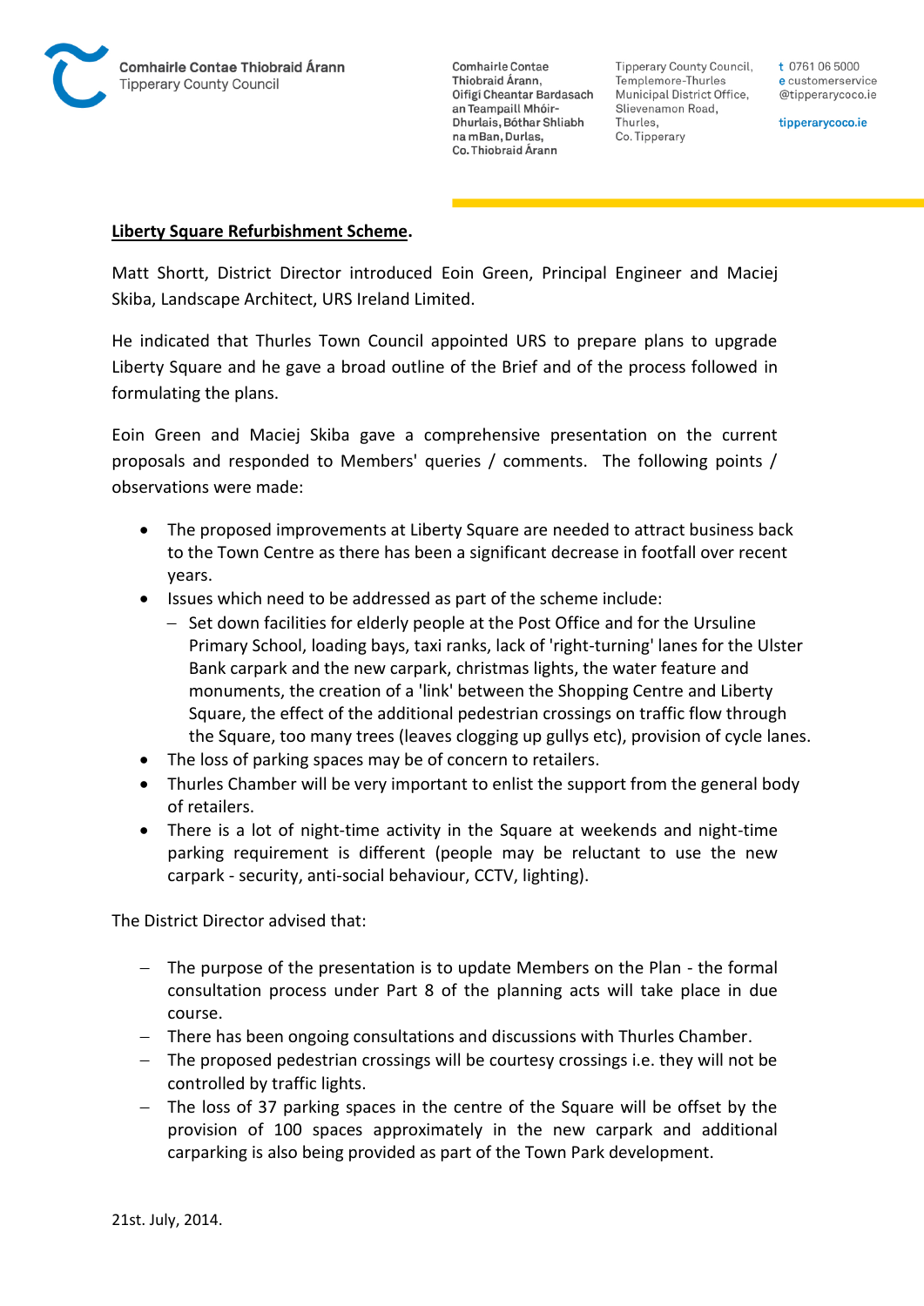**Liberty Square Refurbishment Scheme.**

Matt Shortt, District Director introduced Eoin Green, Principal Engineer and Maciej Skiba, Landscape Architect, URS Ireland Limited.

He indicated that Thurles Town Council appointed URS to prepare plans to upgrade Liberty Square and he gave a broad outline of the Brief and of the process followed in formulating the plans.

Eoin Green and Maciej Skiba gave a comprehensive presentation on the current proposals and responded to Members' queries / comments. The following points / observations were made:

- The proposed improvements at Liberty Square are needed to attract business back to the Town Centre as there has been a significant decrease in footfall over recent years.
- Issues which need to be addressed as part of the scheme include:
  - Set down facilities for elderly people at the Post Office and for the Ursuline Primary School, loading bays, taxi ranks, lack of 'right-turning' lanes for the Ulster Bank carpark and the new carpark, christmas lights, the water feature and monuments, the creation of a 'link' between the Shopping Centre and Liberty Square, the effect of the additional pedestrian crossings on traffic flow through the Square, too many trees (leaves clogging up gullys etc), provision of cycle lanes.
- The loss of parking spaces may be of concern to retailers.
- Thurles Chamber will be very important to enlist the support from the general body of retailers.
- There is a lot of night-time activity in the Square at weekends and night-time parking requirement is different (people may be reluctant to use the new carpark - security, anti-social behaviour, CCTV, lighting).

The District Director advised that:

- The purpose of the presentation is to update Members on the Plan - the formal consultation process under Part 8 of the planning acts will take place in due course.
- There has been ongoing consultations and discussions with Thurles Chamber.
- The proposed pedestrian crossings will be courtesy crossings i.e. they will not be controlled by traffic lights.
- The loss of 37 parking spaces in the centre of the Square will be offset by the provision of 100 spaces approximately in the new carpark and additional carparking is also being provided as part of the Town Park development.

21st. July, 2014.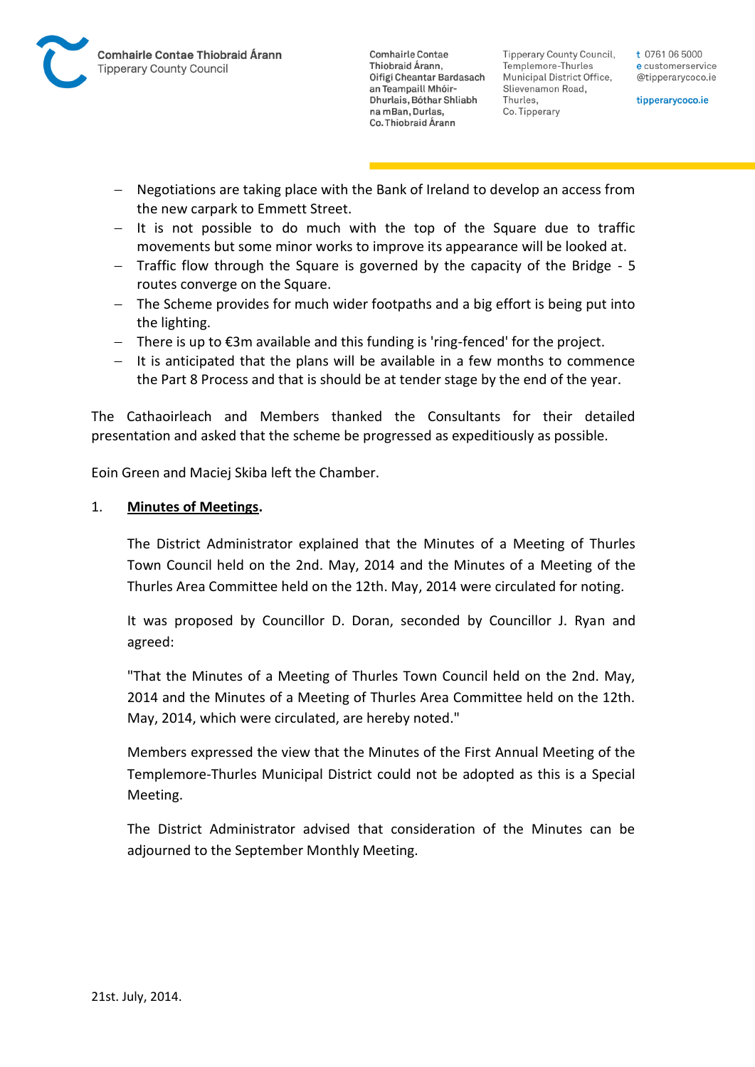- Negotiations are taking place with the Bank of Ireland to develop an access from the new carpark to Emmett Street.
- It is not possible to do much with the top of the Square due to traffic movements but some minor works to improve its appearance will be looked at.
- Traffic flow through the Square is governed by the capacity of the Bridge - 5 routes converge on the Square.
- The Scheme provides for much wider footpaths and a big effort is being put into the lighting.
- There is up to €3m available and this funding is 'ring-fenced' for the project.
- It is anticipated that the plans will be available in a few months to commence the Part 8 Process and that is should be at tender stage by the end of the year.

The Cathaoirleach and Members thanked the Consultants for their detailed presentation and asked that the scheme be progressed as expeditiously as possible.

Eoin Green and Maciej Skiba left the Chamber.

1. **Minutes of Meetings.**

The District Administrator explained that the Minutes of a Meeting of Thurles Town Council held on the 2nd. May, 2014 and the Minutes of a Meeting of the Thurles Area Committee held on the 12th. May, 2014 were circulated for noting.

It was proposed by Councillor D. Doran, seconded by Councillor J. Ryan and agreed:

"That the Minutes of a Meeting of Thurles Town Council held on the 2nd. May, 2014 and the Minutes of a Meeting of Thurles Area Committee held on the 12th. May, 2014, which were circulated, are hereby noted."

Members expressed the view that the Minutes of the First Annual Meeting of the Templemore-Thurles Municipal District could not be adopted as this is a Special Meeting.

The District Administrator advised that consideration of the Minutes can be adjourned to the September Monthly Meeting.

21st. July, 2014.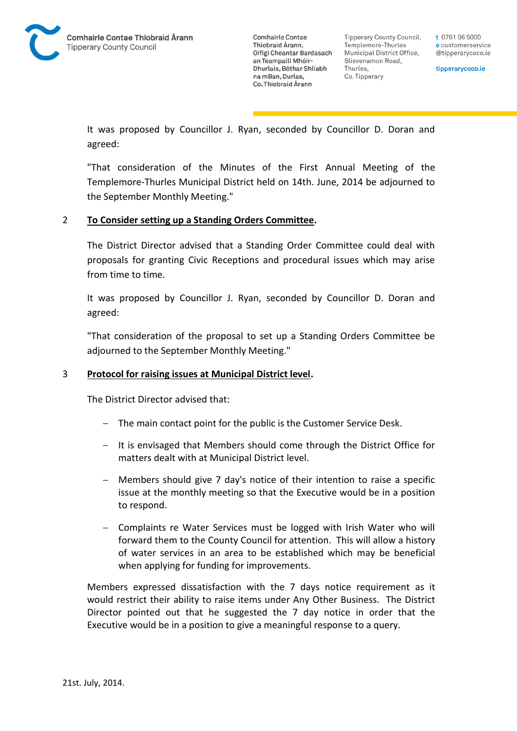It was proposed by Councillor J. Ryan, seconded by Councillor D. Doran and agreed:

"That consideration of the Minutes of the First Annual Meeting of the Templemore-Thurles Municipal District held on 14th. June, 2014 be adjourned to the September Monthly Meeting."

2 **To Consider setting up a Standing Orders Committee.**

The District Director advised that a Standing Order Committee could deal with proposals for granting Civic Receptions and procedural issues which may arise from time to time.

It was proposed by Councillor J. Ryan, seconded by Councillor D. Doran and agreed:

"That consideration of the proposal to set up a Standing Orders Committee be adjourned to the September Monthly Meeting."

3 **Protocol for raising issues at Municipal District level.**

The District Director advised that:

- The main contact point for the public is the Customer Service Desk.
- It is envisaged that Members should come through the District Office for matters dealt with at Municipal District level.
- Members should give 7 day's notice of their intention to raise a specific issue at the monthly meeting so that the Executive would be in a position to respond.
- Complaints re Water Services must be logged with Irish Water who will forward them to the County Council for attention. This will allow a history of water services in an area to be established which may be beneficial when applying for funding for improvements.

Members expressed dissatisfaction with the 7 days notice requirement as it would restrict their ability to raise items under Any Other Business. The District Director pointed out that he suggested the 7 day notice in order that the Executive would be in a position to give a meaningful response to a query.

21st. July, 2014.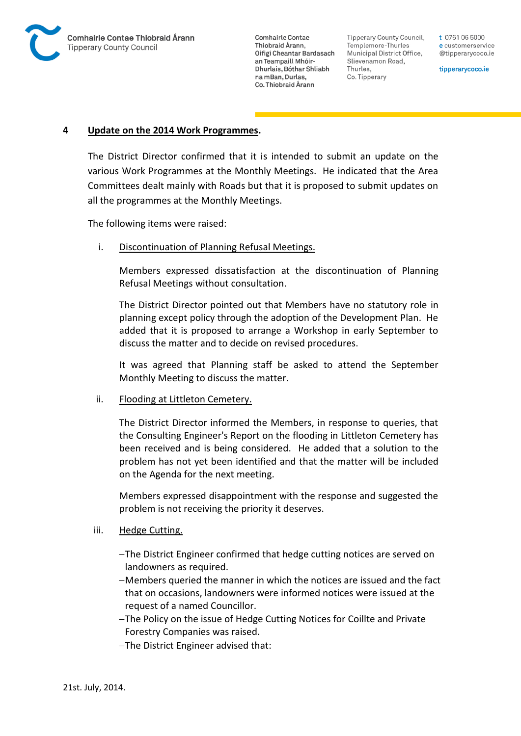**4 Update on the 2014 Work Programmes.**

The District Director confirmed that it is intended to submit an update on the various Work Programmes at the Monthly Meetings. He indicated that the Area Committees dealt mainly with Roads but that it is proposed to submit updates on all the programmes at the Monthly Meetings.

The following items were raised:

i. Discontinuation of Planning Refusal Meetings.

Members expressed dissatisfaction at the discontinuation of Planning Refusal Meetings without consultation.

The District Director pointed out that Members have no statutory role in planning except policy through the adoption of the Development Plan. He added that it is proposed to arrange a Workshop in early September to discuss the matter and to decide on revised procedures.

It was agreed that Planning staff be asked to attend the September Monthly Meeting to discuss the matter.

ii. Flooding at Littleton Cemetery.

The District Director informed the Members, in response to queries, that the Consulting Engineer's Report on the flooding in Littleton Cemetery has been received and is being considered. He added that a solution to the problem has not yet been identified and that the matter will be included on the Agenda for the next meeting.

Members expressed disappointment with the response and suggested the problem is not receiving the priority it deserves.

iii. Hedge Cutting.

- The District Engineer confirmed that hedge cutting notices are served on landowners as required.
- Members queried the manner in which the notices are issued and the fact that on occasions, landowners were informed notices were issued at the request of a named Councillor.
- The Policy on the issue of Hedge Cutting Notices for Coillte and Private Forestry Companies was raised.
- The District Engineer advised that: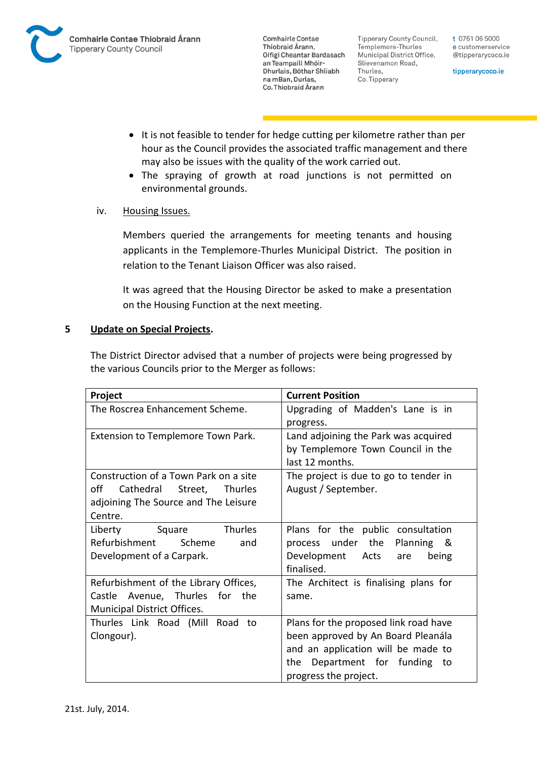- It is not feasible to tender for hedge cutting per kilometre rather than per hour as the Council provides the associated traffic management and there may also be issues with the quality of the work carried out.
- The spraying of growth at road junctions is not permitted on environmental grounds.

iv. Housing Issues.

Members queried the arrangements for meeting tenants and housing applicants in the Templemore-Thurles Municipal District. The position in relation to the Tenant Liaison Officer was also raised.

It was agreed that the Housing Director be asked to make a presentation on the Housing Function at the next meeting.

## 5 Update on Special Projects.

The District Director advised that a number of projects were being progressed by the various Councils prior to the Merger as follows:

| Project | Current Position |
|---|---|
| The Roscrea Enhancement Scheme. | Upgrading of Madden's Lane is in progress. |
| Extension to Templemore Town Park. | Land adjoining the Park was acquired by Templemore Town Council in the last 12 months. |
| Construction of a Town Park on a site off Cathedral Street, Thurles adjoining The Source and The Leisure Centre. | The project is due to go to tender in August / September. |
| Liberty Square Thurles Refurbishment Scheme and Development of a Carpark. | Plans for the public consultation process under the Planning & Development Acts are being finalised. |
| Refurbishment of the Library Offices, Castle Avenue, Thurles for the Municipal District Offices. | The Architect is finalising plans for same. |
| Thurles Link Road (Mill Road to Clongour). | Plans for the proposed link road have been approved by An Board Pleanála and an application will be made to the Department for funding to progress the project. |

21st. July, 2014.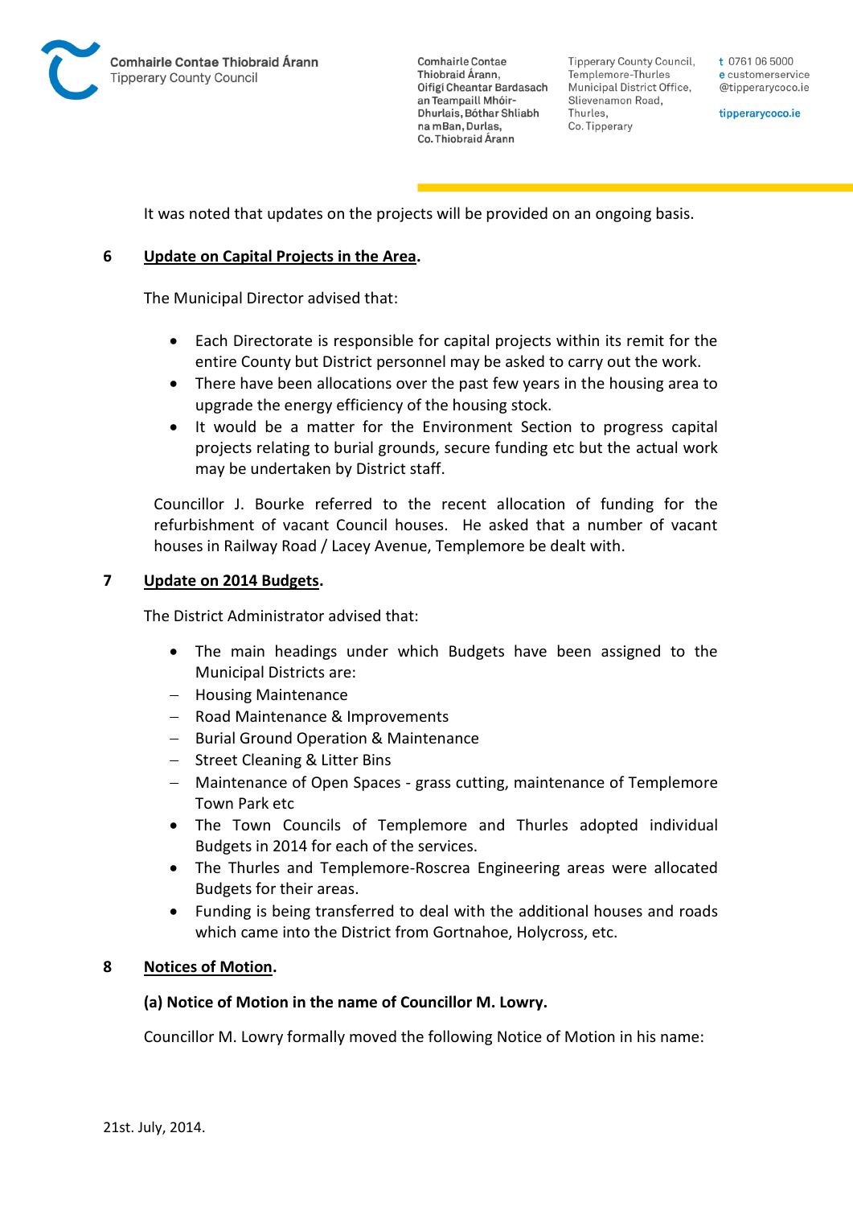It was noted that updates on the projects will be provided on an ongoing basis.

**6 Update on Capital Projects in the Area.**

The Municipal Director advised that:

- Each Directorate is responsible for capital projects within its remit for the entire County but District personnel may be asked to carry out the work.
- There have been allocations over the past few years in the housing area to upgrade the energy efficiency of the housing stock.
- It would be a matter for the Environment Section to progress capital projects relating to burial grounds, secure funding etc but the actual work may be undertaken by District staff.

Councillor J. Bourke referred to the recent allocation of funding for the refurbishment of vacant Council houses. He asked that a number of vacant houses in Railway Road / Lacey Avenue, Templemore be dealt with.

**7 Update on 2014 Budgets.**

The District Administrator advised that:

- The main headings under which Budgets have been assigned to the Municipal Districts are:
  - Housing Maintenance
  - Road Maintenance & Improvements
  - Burial Ground Operation & Maintenance
  - Street Cleaning & Litter Bins
  - Maintenance of Open Spaces - grass cutting, maintenance of Templemore Town Park etc
- The Town Councils of Templemore and Thurles adopted individual Budgets in 2014 for each of the services.
- The Thurles and Templemore-Roscrea Engineering areas were allocated Budgets for their areas.
- Funding is being transferred to deal with the additional houses and roads which came into the District from Gortnahoe, Holycross, etc.

**8 Notices of Motion.**

**(a) Notice of Motion in the name of Councillor M. Lowry.**

Councillor M. Lowry formally moved the following Notice of Motion in his name: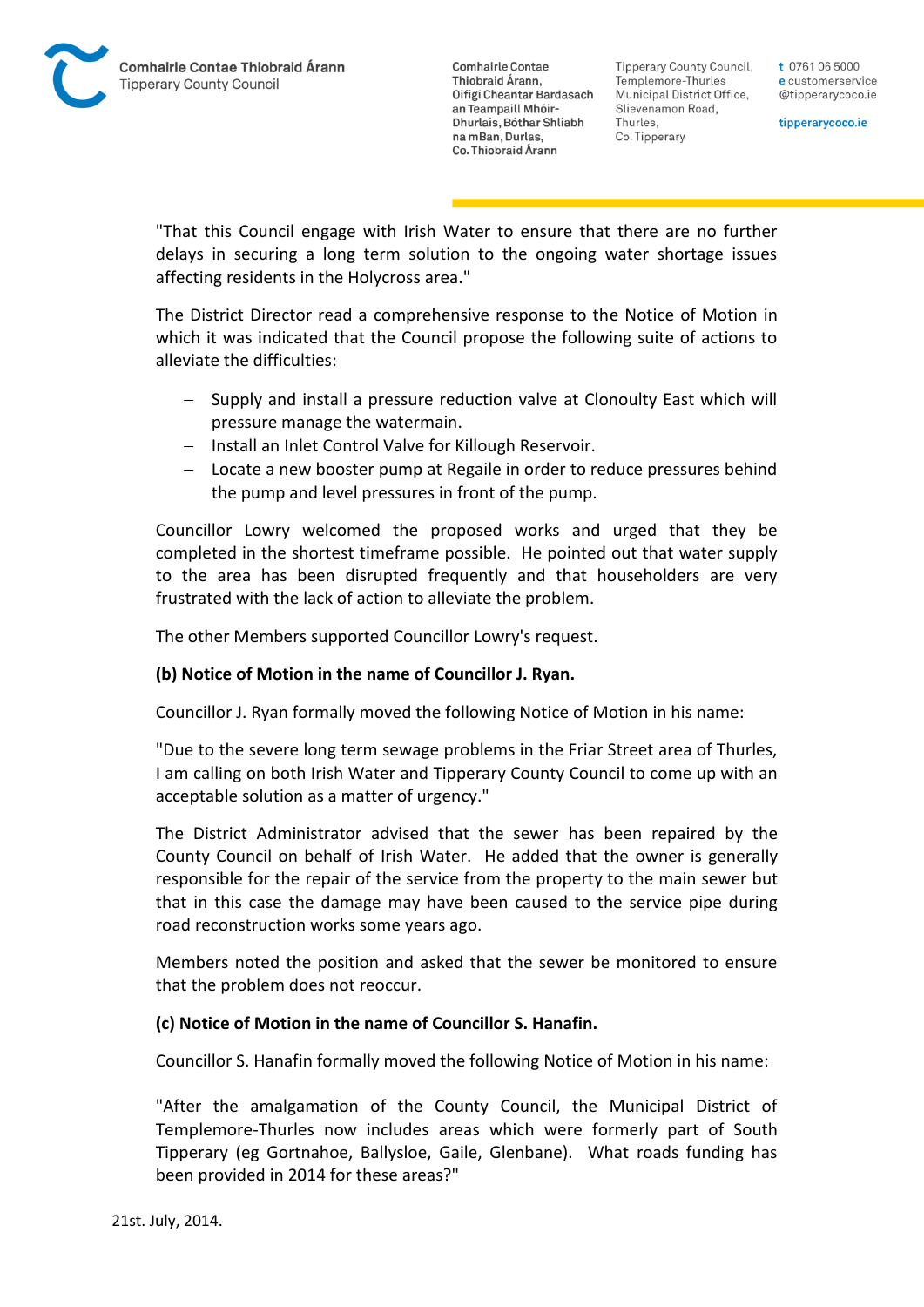"That this Council engage with Irish Water to ensure that there are no further delays in securing a long term solution to the ongoing water shortage issues affecting residents in the Holycross area."

The District Director read a comprehensive response to the Notice of Motion in which it was indicated that the Council propose the following suite of actions to alleviate the difficulties:

- Supply and install a pressure reduction valve at Clonoulty East which will pressure manage the watermain.
- Install an Inlet Control Valve for Killough Reservoir.
- Locate a new booster pump at Regaile in order to reduce pressures behind the pump and level pressures in front of the pump.

Councillor Lowry welcomed the proposed works and urged that they be completed in the shortest timeframe possible. He pointed out that water supply to the area has been disrupted frequently and that householders are very frustrated with the lack of action to alleviate the problem.

The other Members supported Councillor Lowry's request.

**(b) Notice of Motion in the name of Councillor J. Ryan.**

Councillor J. Ryan formally moved the following Notice of Motion in his name:

"Due to the severe long term sewage problems in the Friar Street area of Thurles, I am calling on both Irish Water and Tipperary County Council to come up with an acceptable solution as a matter of urgency."

The District Administrator advised that the sewer has been repaired by the County Council on behalf of Irish Water. He added that the owner is generally responsible for the repair of the service from the property to the main sewer but that in this case the damage may have been caused to the service pipe during road reconstruction works some years ago.

Members noted the position and asked that the sewer be monitored to ensure that the problem does not reoccur.

**(c) Notice of Motion in the name of Councillor S. Hanafin.**

Councillor S. Hanafin formally moved the following Notice of Motion in his name:

"After the amalgamation of the County Council, the Municipal District of Templemore-Thurles now includes areas which were formerly part of South Tipperary (eg Gortnahoe, Ballysloe, Gaile, Glenbane). What roads funding has been provided in 2014 for these areas?"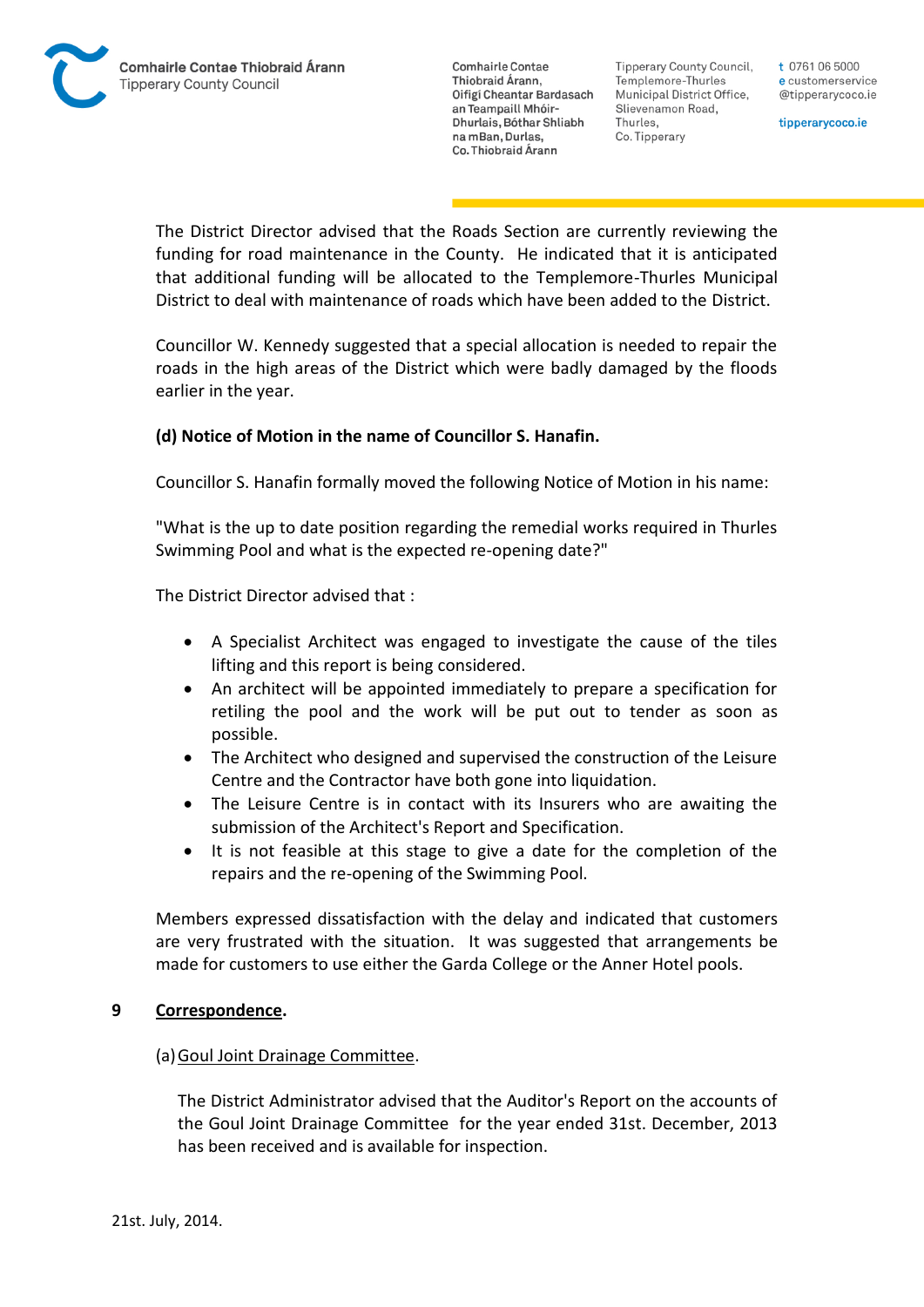The District Director advised that the Roads Section are currently reviewing the funding for road maintenance in the County. He indicated that it is anticipated that additional funding will be allocated to the Templemore-Thurles Municipal District to deal with maintenance of roads which have been added to the District.

Councillor W. Kennedy suggested that a special allocation is needed to repair the roads in the high areas of the District which were badly damaged by the floods earlier in the year.

**(d) Notice of Motion in the name of Councillor S. Hanafin.**

Councillor S. Hanafin formally moved the following Notice of Motion in his name:

"What is the up to date position regarding the remedial works required in Thurles Swimming Pool and what is the expected re-opening date?"

The District Director advised that :

- A Specialist Architect was engaged to investigate the cause of the tiles lifting and this report is being considered.
- An architect will be appointed immediately to prepare a specification for retiling the pool and the work will be put out to tender as soon as possible.
- The Architect who designed and supervised the construction of the Leisure Centre and the Contractor have both gone into liquidation.
- The Leisure Centre is in contact with its Insurers who are awaiting the submission of the Architect's Report and Specification.
- It is not feasible at this stage to give a date for the completion of the repairs and the re-opening of the Swimming Pool.

Members expressed dissatisfaction with the delay and indicated that customers are very frustrated with the situation. It was suggested that arrangements be made for customers to use either the Garda College or the Anner Hotel pools.

## 9 Correspondence.

(a) Goul Joint Drainage Committee.

The District Administrator advised that the Auditor's Report on the accounts of the Goul Joint Drainage Committee for the year ended 31st. December, 2013 has been received and is available for inspection.

21st. July, 2014.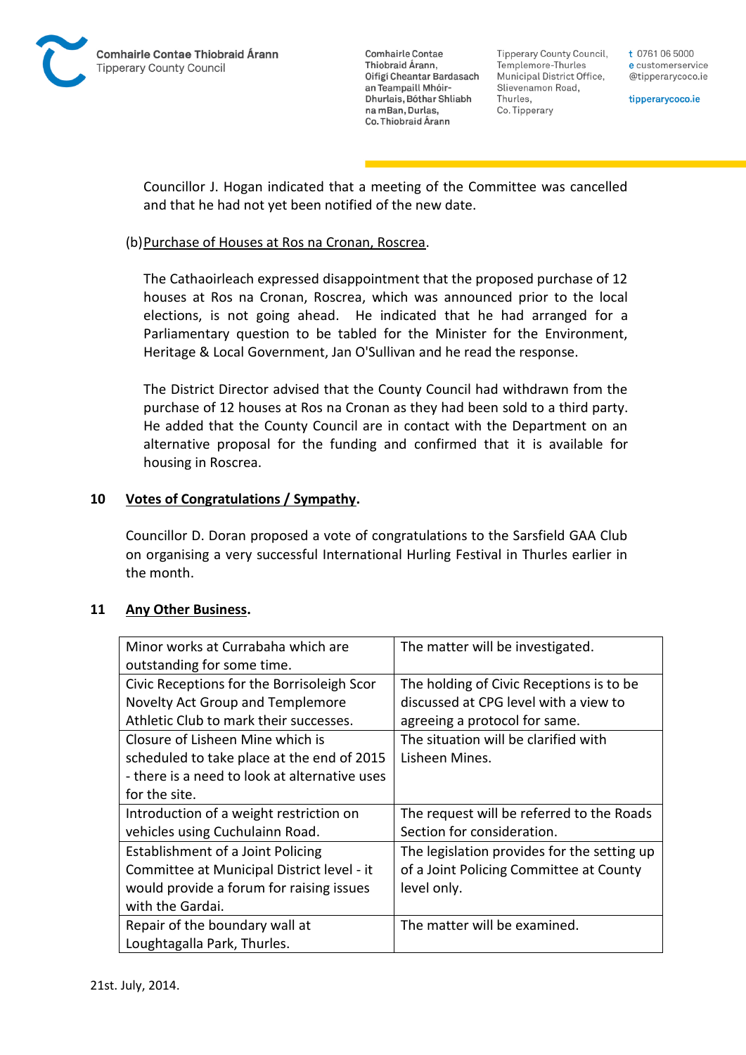Councillor J. Hogan indicated that a meeting of the Committee was cancelled and that he had not yet been notified of the new date.

(b) Purchase of Houses at Ros na Cronan, Roscrea.

The Cathaoirleach expressed disappointment that the proposed purchase of 12 houses at Ros na Cronan, Roscrea, which was announced prior to the local elections, is not going ahead. He indicated that he had arranged for a Parliamentary question to be tabled for the Minister for the Environment, Heritage & Local Government, Jan O'Sullivan and he read the response.

The District Director advised that the County Council had withdrawn from the purchase of 12 houses at Ros na Cronan as they had been sold to a third party. He added that the County Council are in contact with the Department on an alternative proposal for the funding and confirmed that it is available for housing in Roscrea.

## 10 Votes of Congratulations / Sympathy.

Councillor D. Doran proposed a vote of congratulations to the Sarsfield GAA Club on organising a very successful International Hurling Festival in Thurles earlier in the month.

## 11 Any Other Business.

| | |
|---|---|
| Minor works at Currabaha which are outstanding for some time. | The matter will be investigated. |
| Civic Receptions for the Borrisoleigh Scor Novelty Act Group and Templemore Athletic Club to mark their successes. | The holding of Civic Receptions is to be discussed at CPG level with a view to agreeing a protocol for same. |
| Closure of Lisheen Mine which is scheduled to take place at the end of 2015 - there is a need to look at alternative uses for the site. | The situation will be clarified with Lisheen Mines. |
| Introduction of a weight restriction on vehicles using Cuchulainn Road. | The request will be referred to the Roads Section for consideration. |
| Establishment of a Joint Policing Committee at Municipal District level - it would provide a forum for raising issues with the Gardai. | The legislation provides for the setting up of a Joint Policing Committee at County level only. |
| Repair of the boundary wall at Loughtagalla Park, Thurles. | The matter will be examined. |

21st. July, 2014.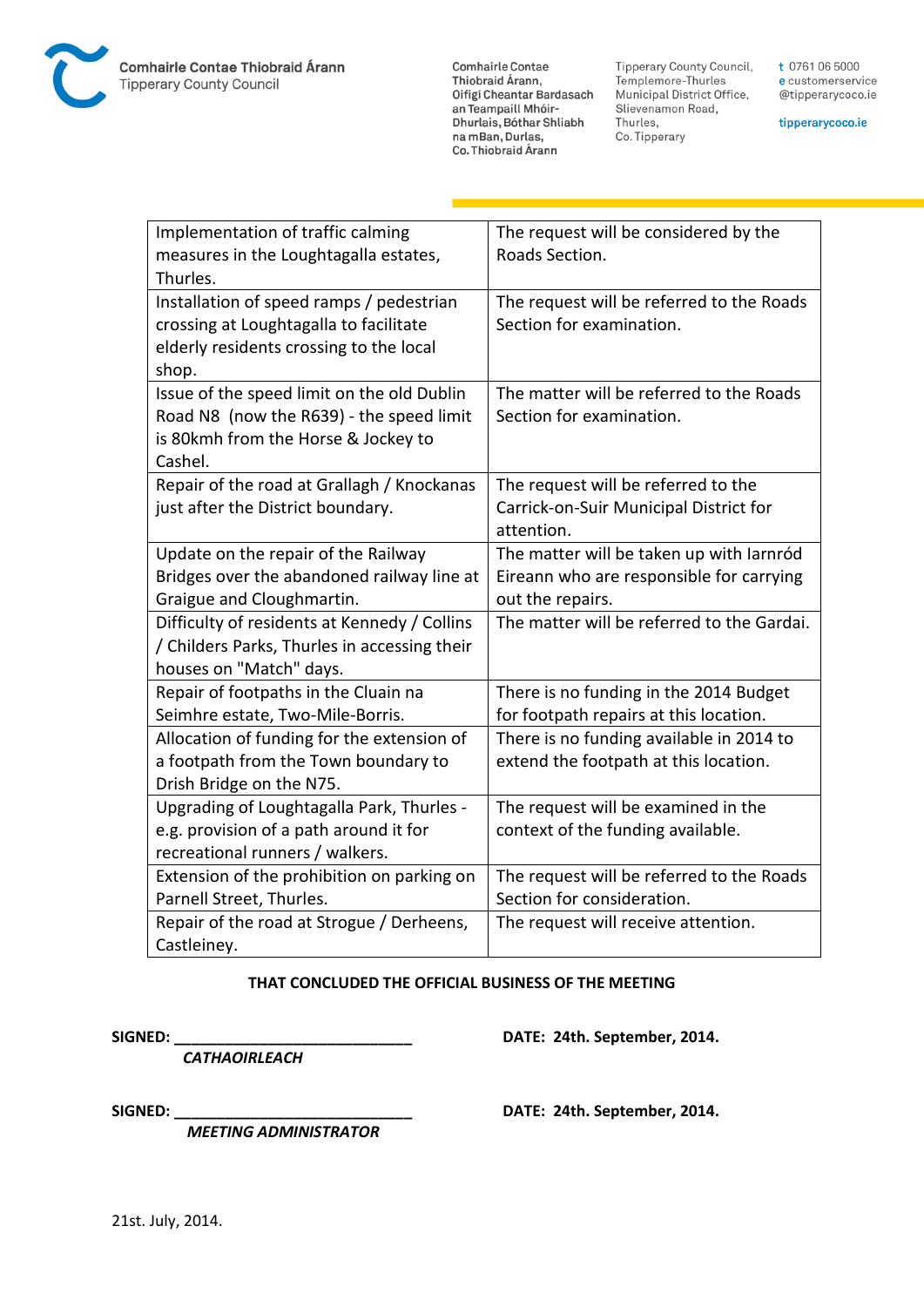| | |
|---|---|
| Implementation of traffic calming measures in the Loughtagalla estates, Thurles. | The request will be considered by the Roads Section. |
| Installation of speed ramps / pedestrian crossing at Loughtagalla to facilitate elderly residents crossing to the local shop. | The request will be referred to the Roads Section for examination. |
| Issue of the speed limit on the old Dublin Road N8 (now the R639) - the speed limit is 80kmh from the Horse & Jockey to Cashel. | The matter will be referred to the Roads Section for examination. |
| Repair of the road at Grallagh / Knockanas just after the District boundary. | The request will be referred to the Carrick-on-Suir Municipal District for attention. |
| Update on the repair of the Railway Bridges over the abandoned railway line at Graigue and Cloughmartin. | The matter will be taken up with Iarnród Eireann who are responsible for carrying out the repairs. |
| Difficulty of residents at Kennedy / Collins / Childers Parks, Thurles in accessing their houses on "Match" days. | The matter will be referred to the Gardai. |
| Repair of footpaths in the Cluain na Seimhre estate, Two-Mile-Borris. | There is no funding in the 2014 Budget for footpath repairs at this location. |
| Allocation of funding for the extension of a footpath from the Town boundary to Drish Bridge on the N75. | There is no funding available in 2014 to extend the footpath at this location. |
| Upgrading of Loughtagalla Park, Thurles - e.g. provision of a path around it for recreational runners / walkers. | The request will be examined in the context of the funding available. |
| Extension of the prohibition on parking on Parnell Street, Thurles. | The request will be referred to the Roads Section for consideration. |
| Repair of the road at Strogue / Derheens, Castleiney. | The request will receive attention. |

**THAT CONCLUDED THE OFFICIAL BUSINESS OF THE MEETING**

**SIGNED: ____________________________** **DATE: 24th. September, 2014.**

***CATHAOIRLEACH***

**SIGNED: ____________________________** **DATE: 24th. September, 2014.**

***MEETING ADMINISTRATOR***

21st. July, 2014.